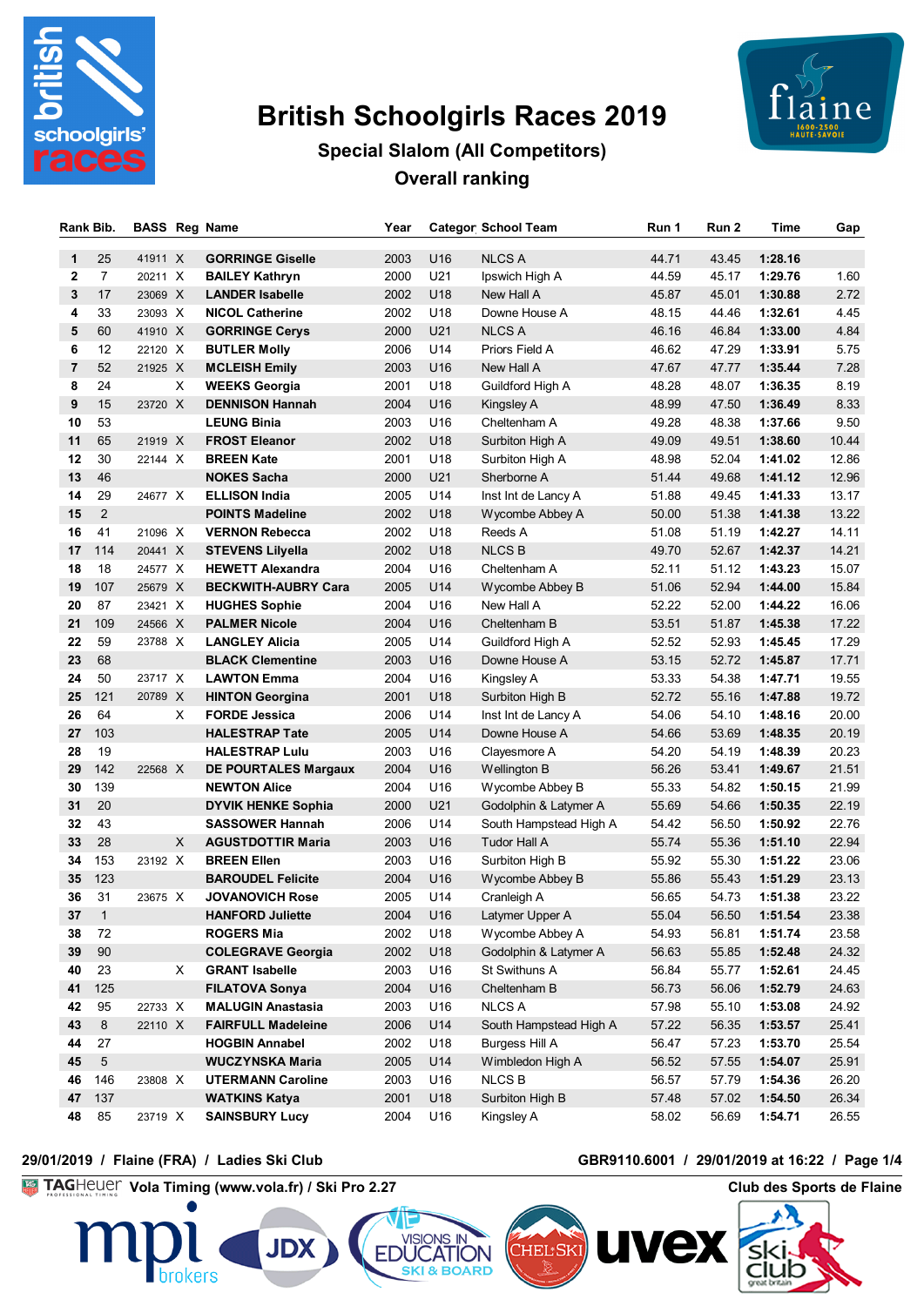# British Schoolgirls Races 2019

## Special Slalom (All Competitors)

## Overall ranking

| Rank | Bib. | BASS | Reg | Name | Year | Categor | School Team | Run 1 | Run 2 | Time | Gap |
|---|---|---|---|---|---|---|---|---|---|---|---|
| 1 | 25 | 41911 | X | GORRINGE Giselle | 2003 | U16 | NLCS A | 44.71 | 43.45 | 1:28.16 | |
| 2 | 7 | 20211 | X | BAILEY Kathryn | 2000 | U21 | Ipswich High A | 44.59 | 45.17 | 1:29.76 | 1.60 |
| 3 | 17 | 23069 | X | LANDER Isabelle | 2002 | U18 | New Hall A | 45.87 | 45.01 | 1:30.88 | 2.72 |
| 4 | 33 | 23093 | X | NICOL Catherine | 2002 | U18 | Downe House A | 48.15 | 44.46 | 1:32.61 | 4.45 |
| 5 | 60 | 41910 | X | GORRINGE Cerys | 2000 | U21 | NLCS A | 46.16 | 46.84 | 1:33.00 | 4.84 |
| 6 | 12 | 22120 | X | BUTLER Molly | 2006 | U14 | Priors Field A | 46.62 | 47.29 | 1:33.91 | 5.75 |
| 7 | 52 | 21925 | X | MCLEISH Emily | 2003 | U16 | New Hall A | 47.67 | 47.77 | 1:35.44 | 7.28 |
| 8 | 24 | | X | WEEKS Georgia | 2001 | U18 | Guildford High A | 48.28 | 48.07 | 1:36.35 | 8.19 |
| 9 | 15 | 23720 | X | DENNISON Hannah | 2004 | U16 | Kingsley A | 48.99 | 47.50 | 1:36.49 | 8.33 |
| 10 | 53 | | | LEUNG Binia | 2003 | U16 | Cheltenham A | 49.28 | 48.38 | 1:37.66 | 9.50 |
| 11 | 65 | 21919 | X | FROST Eleanor | 2002 | U18 | Surbiton High A | 49.09 | 49.51 | 1:38.60 | 10.44 |
| 12 | 30 | 22144 | X | BREEN Kate | 2001 | U18 | Surbiton High A | 48.98 | 52.04 | 1:41.02 | 12.86 |
| 13 | 46 | | | NOKES Sacha | 2000 | U21 | Sherborne A | 51.44 | 49.68 | 1:41.12 | 12.96 |
| 14 | 29 | 24677 | X | ELLISON India | 2005 | U14 | Inst Int de Lancy A | 51.88 | 49.45 | 1:41.33 | 13.17 |
| 15 | 2 | | | POINTS Madeline | 2002 | U18 | Wycombe Abbey A | 50.00 | 51.38 | 1:41.38 | 13.22 |
| 16 | 41 | 21096 | X | VERNON Rebecca | 2002 | U18 | Reeds A | 51.08 | 51.19 | 1:42.27 | 14.11 |
| 17 | 114 | 20441 | X | STEVENS Lilyella | 2002 | U18 | NLCS B | 49.70 | 52.67 | 1:42.37 | 14.21 |
| 18 | 18 | 24577 | X | HEWETT Alexandra | 2004 | U16 | Cheltenham A | 52.11 | 51.12 | 1:43.23 | 15.07 |
| 19 | 107 | 25679 | X | BECKWITH-AUBRY Cara | 2005 | U14 | Wycombe Abbey B | 51.06 | 52.94 | 1:44.00 | 15.84 |
| 20 | 87 | 23421 | X | HUGHES Sophie | 2004 | U16 | New Hall A | 52.22 | 52.00 | 1:44.22 | 16.06 |
| 21 | 109 | 24566 | X | PALMER Nicole | 2004 | U16 | Cheltenham B | 53.51 | 51.87 | 1:45.38 | 17.22 |
| 22 | 59 | 23788 | X | LANGLEY Alicia | 2005 | U14 | Guildford High A | 52.52 | 52.93 | 1:45.45 | 17.29 |
| 23 | 68 | | | BLACK Clementine | 2003 | U16 | Downe House A | 53.15 | 52.72 | 1:45.87 | 17.71 |
| 24 | 50 | 23717 | X | LAWTON Emma | 2004 | U16 | Kingsley A | 53.33 | 54.38 | 1:47.71 | 19.55 |
| 25 | 121 | 20789 | X | HINTON Georgina | 2001 | U18 | Surbiton High B | 52.72 | 55.16 | 1:47.88 | 19.72 |
| 26 | 64 | | X | FORDE Jessica | 2006 | U14 | Inst Int de Lancy A | 54.06 | 54.10 | 1:48.16 | 20.00 |
| 27 | 103 | | | HALESTRAP Tate | 2005 | U14 | Downe House A | 54.66 | 53.69 | 1:48.35 | 20.19 |
| 28 | 19 | | | HALESTRAP Lulu | 2003 | U16 | Claysmore A | 54.20 | 54.19 | 1:48.39 | 20.23 |
| 29 | 142 | 22568 | X | DE POURTALES Margaux | 2004 | U16 | Wellington B | 56.26 | 53.41 | 1:49.67 | 21.51 |
| 30 | 139 | | | NEWTON Alice | 2004 | U16 | Wycombe Abbey B | 55.33 | 54.82 | 1:50.15 | 21.99 |
| 31 | 20 | | | DYVIK HENKE Sophia | 2000 | U21 | Godolphin & Latymer A | 55.69 | 54.66 | 1:50.35 | 22.19 |
| 32 | 43 | | | SASSOWER Hannah | 2006 | U14 | South Hampstead High A | 54.42 | 56.50 | 1:50.92 | 22.76 |
| 33 | 28 | | X | AGUSTDOTTIR Maria | 2003 | U16 | Tudor Hall A | 55.74 | 55.36 | 1:51.10 | 22.94 |
| 34 | 153 | 23192 | X | BREEN Ellen | 2003 | U16 | Surbiton High B | 55.92 | 55.30 | 1:51.22 | 23.06 |
| 35 | 123 | | | BAROUDEL Felicite | 2004 | U16 | Wycombe Abbey B | 55.86 | 55.43 | 1:51.29 | 23.13 |
| 36 | 31 | 23675 | X | JOVANOVICH Rose | 2005 | U14 | Cranleigh A | 56.65 | 54.73 | 1:51.38 | 23.22 |
| 37 | 1 | | | HANFORD Juliette | 2004 | U16 | Latymer Upper A | 55.04 | 56.50 | 1:51.54 | 23.38 |
| 38 | 72 | | | ROGERS Mia | 2002 | U18 | Wycombe Abbey A | 54.93 | 56.81 | 1:51.74 | 23.58 |
| 39 | 90 | | | COLEGRAVE Georgia | 2002 | U18 | Godolphin & Latymer A | 56.63 | 55.85 | 1:52.48 | 24.32 |
| 40 | 23 | | X | GRANT Isabelle | 2003 | U16 | St Swithuns A | 56.84 | 55.77 | 1:52.61 | 24.45 |
| 41 | 125 | | | FILATOVA Sonya | 2004 | U16 | Cheltenham B | 56.73 | 56.06 | 1:52.79 | 24.63 |
| 42 | 95 | 22733 | X | MALUGIN Anastasia | 2003 | U16 | NLCS A | 57.98 | 55.10 | 1:53.08 | 24.92 |
| 43 | 8 | 22110 | X | FAIRFULL Madeleine | 2006 | U14 | South Hampstead High A | 57.22 | 56.35 | 1:53.57 | 25.41 |
| 44 | 27 | | | HOGBIN Annabel | 2002 | U18 | Burgess Hill A | 56.47 | 57.23 | 1:53.70 | 25.54 |
| 45 | 5 | | | WUCZYNSKA Maria | 2005 | U14 | Wimbledon High A | 56.52 | 57.55 | 1:54.07 | 25.91 |
| 46 | 146 | 23808 | X | UTERMANN Caroline | 2003 | U16 | NLCS B | 56.57 | 57.79 | 1:54.36 | 26.20 |
| 47 | 137 | | | WATKINS Katya | 2001 | U18 | Surbiton High B | 57.48 | 57.02 | 1:54.50 | 26.34 |
| 48 | 85 | 23719 | X | SAINSBURY Lucy | 2004 | U16 | Kingsley A | 58.02 | 56.69 | 1:54.71 | 26.55 |

29/01/2019 / Flaine (FRA) / Ladies Ski Club — GBR9110.6001 / 29/01/2019 at 16:22

TAGHeuer Vola Timing (www.vola.fr) / Ski Pro 2.27 — Club des Sports de Flaine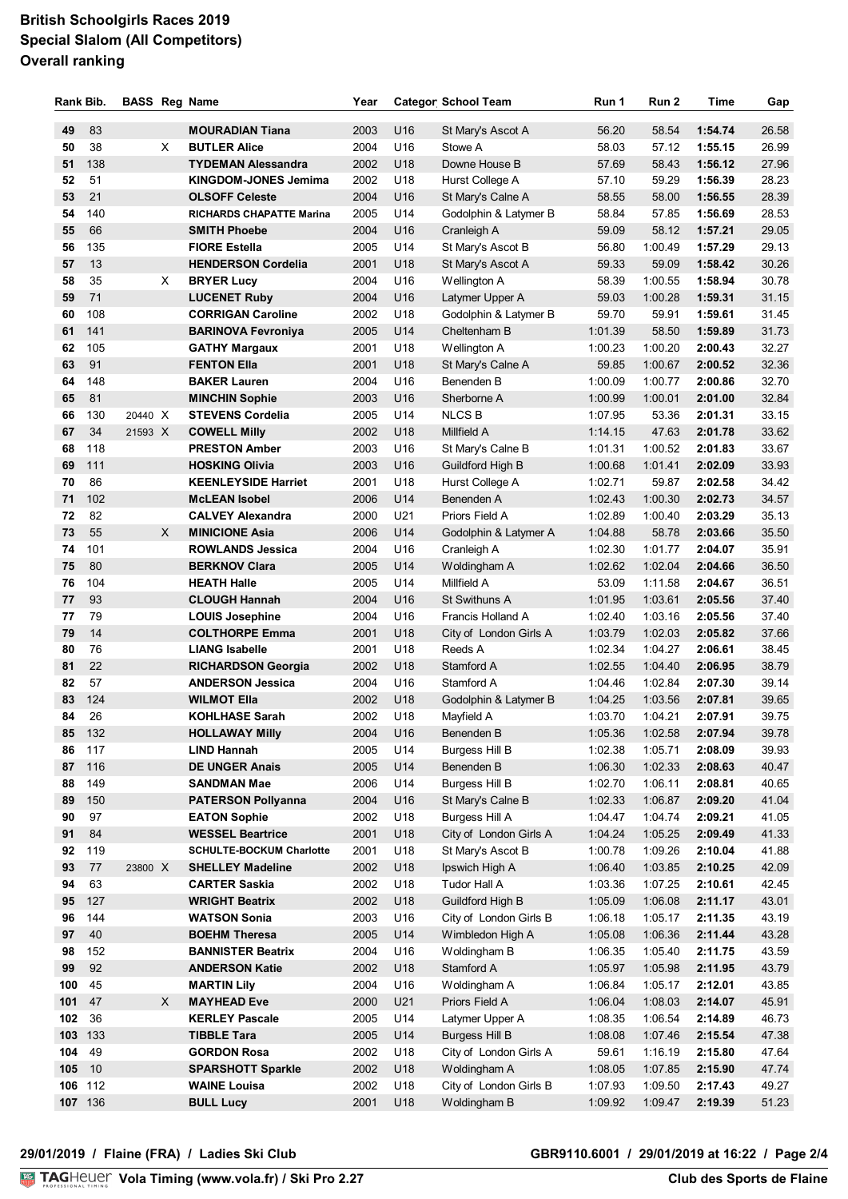# British Schoolgirls Races 2019
## Special Slalom (All Competitors)
## Overall ranking

| Rank | Bib. | BASS | Reg | Name | Year | Category | School Team | Run 1 | Run 2 | Time | Gap |
|---|---|---|---|---|---|---|---|---|---|---|---|
| 49 | 83 | | | **MOURADIAN Tiana** | 2003 | U16 | St Mary's Ascot A | 56.20 | 58.54 | **1:54.74** | 26.58 |
| 50 | 38 | | X | **BUTLER Alice** | 2004 | U16 | Stowe A | 58.03 | 57.12 | **1:55.15** | 26.99 |
| 51 | 138 | | | **TYDEMAN Alessandra** | 2002 | U18 | Downe House B | 57.69 | 58.43 | **1:56.12** | 27.96 |
| 52 | 51 | | | **KINGDOM-JONES Jemima** | 2002 | U18 | Hurst College A | 57.10 | 59.29 | **1:56.39** | 28.23 |
| 53 | 21 | | | **OLSOFF Celeste** | 2004 | U16 | St Mary's Calne A | 58.55 | 58.00 | **1:56.55** | 28.39 |
| 54 | 140 | | | **RICHARDS CHAPATTE Marina** | 2005 | U14 | Godolphin & Latymer B | 58.84 | 57.85 | **1:56.69** | 28.53 |
| 55 | 66 | | | **SMITH Phoebe** | 2004 | U16 | Cranleigh A | 59.09 | 58.12 | **1:57.21** | 29.05 |
| 56 | 135 | | | **FIORE Estella** | 2005 | U14 | St Mary's Ascot B | 56.80 | 1:00.49 | **1:57.29** | 29.13 |
| 57 | 13 | | | **HENDERSON Cordelia** | 2001 | U18 | St Mary's Ascot A | 59.33 | 59.09 | **1:58.42** | 30.26 |
| 58 | 35 | | X | **BRYER Lucy** | 2004 | U16 | Wellington A | 58.39 | 1:00.55 | **1:58.94** | 30.78 |
| 59 | 71 | | | **LUCENET Ruby** | 2004 | U16 | Latymer Upper A | 59.03 | 1:00.28 | **1:59.31** | 31.15 |
| 60 | 108 | | | **CORRIGAN Caroline** | 2002 | U18 | Godolphin & Latymer B | 59.70 | 59.91 | **1:59.61** | 31.45 |
| 61 | 141 | | | **BARINOVA Fevroniya** | 2005 | U14 | Cheltenham B | 1:01.39 | 58.50 | **1:59.89** | 31.73 |
| 62 | 105 | | | **GATHY Margaux** | 2001 | U18 | Wellington A | 1:00.23 | 1:00.20 | **2:00.43** | 32.27 |
| 63 | 91 | | | **FENTON Ella** | 2001 | U18 | St Mary's Calne A | 59.85 | 1:00.67 | **2:00.52** | 32.36 |
| 64 | 148 | | | **BAKER Lauren** | 2004 | U16 | Benenden B | 1:00.09 | 1:00.77 | **2:00.86** | 32.70 |
| 65 | 81 | | | **MINCHIN Sophie** | 2003 | U16 | Sherborne A | 1:00.99 | 1:00.01 | **2:01.00** | 32.84 |
| 66 | 130 | 20440 | X | **STEVENS Cordelia** | 2005 | U14 | NLCS B | 1:07.95 | 53.36 | **2:01.31** | 33.15 |
| 67 | 34 | 21593 | X | **COWELL Milly** | 2002 | U18 | Millfield A | 1:14.15 | 47.63 | **2:01.78** | 33.62 |
| 68 | 118 | | | **PRESTON Amber** | 2003 | U16 | St Mary's Calne B | 1:01.31 | 1:00.52 | **2:01.83** | 33.67 |
| 69 | 111 | | | **HOSKING Olivia** | 2003 | U16 | Guildford High B | 1:00.68 | 1:01.41 | **2:02.09** | 33.93 |
| 70 | 86 | | | **KEENLEYSIDE Harriet** | 2001 | U18 | Hurst College A | 1:02.71 | 59.87 | **2:02.58** | 34.42 |
| 71 | 102 | | | **McLEAN Isobel** | 2006 | U14 | Benenden A | 1:02.43 | 1:00.30 | **2:02.73** | 34.57 |
| 72 | 82 | | | **CALVEY Alexandra** | 2000 | U21 | Priors Field A | 1:02.89 | 1:00.40 | **2:03.29** | 35.13 |
| 73 | 55 | | X | **MINICIONE Asia** | 2006 | U14 | Godolphin & Latymer A | 1:04.88 | 58.78 | **2:03.66** | 35.50 |
| 74 | 101 | | | **ROWLANDS Jessica** | 2004 | U16 | Cranleigh A | 1:02.30 | 1:01.77 | **2:04.07** | 35.91 |
| 75 | 80 | | | **BERKNOV Clara** | 2005 | U14 | Woldingham A | 1:02.62 | 1:02.04 | **2:04.66** | 36.50 |
| 76 | 104 | | | **HEATH Halle** | 2005 | U14 | Millfield A | 53.09 | 1:11.58 | **2:04.67** | 36.51 |
| 77 | 93 | | | **CLOUGH Hannah** | 2004 | U16 | St Swithuns A | 1:01.95 | 1:03.61 | **2:05.56** | 37.40 |
| 77 | 79 | | | **LOUIS Josephine** | 2004 | U16 | Francis Holland A | 1:02.40 | 1:03.16 | **2:05.56** | 37.40 |
| 79 | 14 | | | **COLTHORPE Emma** | 2001 | U18 | City of London Girls A | 1:03.79 | 1:02.03 | **2:05.82** | 37.66 |
| 80 | 76 | | | **LIANG Isabelle** | 2001 | U18 | Reeds A | 1:02.34 | 1:04.27 | **2:06.61** | 38.45 |
| 81 | 22 | | | **RICHARDSON Georgia** | 2002 | U18 | Stamford A | 1:02.55 | 1:04.40 | **2:06.95** | 38.79 |
| 82 | 57 | | | **ANDERSON Jessica** | 2004 | U16 | Stamford A | 1:04.46 | 1:02.84 | **2:07.30** | 39.14 |
| 83 | 124 | | | **WILMOT Ella** | 2002 | U18 | Godolphin & Latymer B | 1:04.25 | 1:03.56 | **2:07.81** | 39.65 |
| 84 | 26 | | | **KOHLHASE Sarah** | 2002 | U18 | Mayfield A | 1:03.70 | 1:04.21 | **2:07.91** | 39.75 |
| 85 | 132 | | | **HOLLAWAY Milly** | 2004 | U16 | Benenden B | 1:05.36 | 1:02.58 | **2:07.94** | 39.78 |
| 86 | 117 | | | **LIND Hannah** | 2005 | U14 | Burgess Hill B | 1:02.38 | 1:05.71 | **2:08.09** | 39.93 |
| 87 | 116 | | | **DE UNGER Anais** | 2005 | U14 | Benenden B | 1:06.30 | 1:02.33 | **2:08.63** | 40.47 |
| 88 | 149 | | | **SANDMAN Mae** | 2006 | U14 | Burgess Hill B | 1:02.70 | 1:06.11 | **2:08.81** | 40.65 |
| 89 | 150 | | | **PATERSON Pollyanna** | 2004 | U16 | St Mary's Calne B | 1:02.33 | 1:06.87 | **2:09.20** | 41.04 |
| 90 | 97 | | | **EATON Sophie** | 2002 | U18 | Burgess Hill A | 1:04.47 | 1:04.74 | **2:09.21** | 41.05 |
| 91 | 84 | | | **WESSEL Beatrice** | 2001 | U18 | City of London Girls A | 1:04.24 | 1:05.25 | **2:09.49** | 41.33 |
| 92 | 119 | | | **SCHULTE-BOCKUM Charlotte** | 2001 | U18 | St Mary's Ascot B | 1:00.78 | 1:09.26 | **2:10.04** | 41.88 |
| 93 | 77 | 23800 | X | **SHELLEY Madeline** | 2002 | U18 | Ipswich High A | 1:06.40 | 1:03.85 | **2:10.25** | 42.09 |
| 94 | 63 | | | **CARTER Saskia** | 2002 | U18 | Tudor Hall A | 1:03.36 | 1:07.25 | **2:10.61** | 42.45 |
| 95 | 127 | | | **WRIGHT Beatrix** | 2002 | U18 | Guildford High B | 1:05.09 | 1:06.08 | **2:11.17** | 43.01 |
| 96 | 144 | | | **WATSON Sonia** | 2003 | U16 | City of London Girls B | 1:06.18 | 1:05.17 | **2:11.35** | 43.19 |
| 97 | 40 | | | **BOEHM Theresa** | 2005 | U14 | Wimbledon High A | 1:05.08 | 1:06.36 | **2:11.44** | 43.28 |
| 98 | 152 | | | **BANNISTER Beatrix** | 2004 | U16 | Woldingham B | 1:06.35 | 1:05.40 | **2:11.75** | 43.59 |
| 99 | 92 | | | **ANDERSON Katie** | 2002 | U18 | Stamford A | 1:05.97 | 1:05.98 | **2:11.95** | 43.79 |
| 100 | 45 | | | **MARTIN Lily** | 2004 | U16 | Woldingham A | 1:06.84 | 1:05.17 | **2:12.01** | 43.85 |
| 101 | 47 | | X | **MAYHEAD Eve** | 2000 | U21 | Priors Field A | 1:06.04 | 1:08.03 | **2:14.07** | 45.91 |
| 102 | 36 | | | **KERLEY Pascale** | 2005 | U14 | Latymer Upper A | 1:08.35 | 1:06.54 | **2:14.89** | 46.73 |
| 103 | 133 | | | **TIBBLE Tara** | 2005 | U14 | Burgess Hill B | 1:08.08 | 1:07.46 | **2:15.54** | 47.38 |
| 104 | 49 | | | **GORDON Rosa** | 2002 | U18 | City of London Girls A | 59.61 | 1:16.19 | **2:15.80** | 47.64 |
| 105 | 10 | | | **SPARSHOTT Sparkle** | 2002 | U18 | Woldingham A | 1:08.05 | 1:07.85 | **2:15.90** | 47.74 |
| 106 | 112 | | | **WAINE Louisa** | 2002 | U18 | City of London Girls B | 1:07.93 | 1:09.50 | **2:17.43** | 49.27 |
| 107 | 136 | | | **BULL Lucy** | 2001 | U18 | Woldingham B | 1:09.92 | 1:09.47 | **2:19.39** | 51.23 |

29/01/2019 / Flaine (FRA) / Ladies Ski Club — GBR9110.6001 / 29/01/2019 at 16:22

TAGHeuer Vola Timing (www.vola.fr) / Ski Pro 2.27 — Club des Sports de Flaine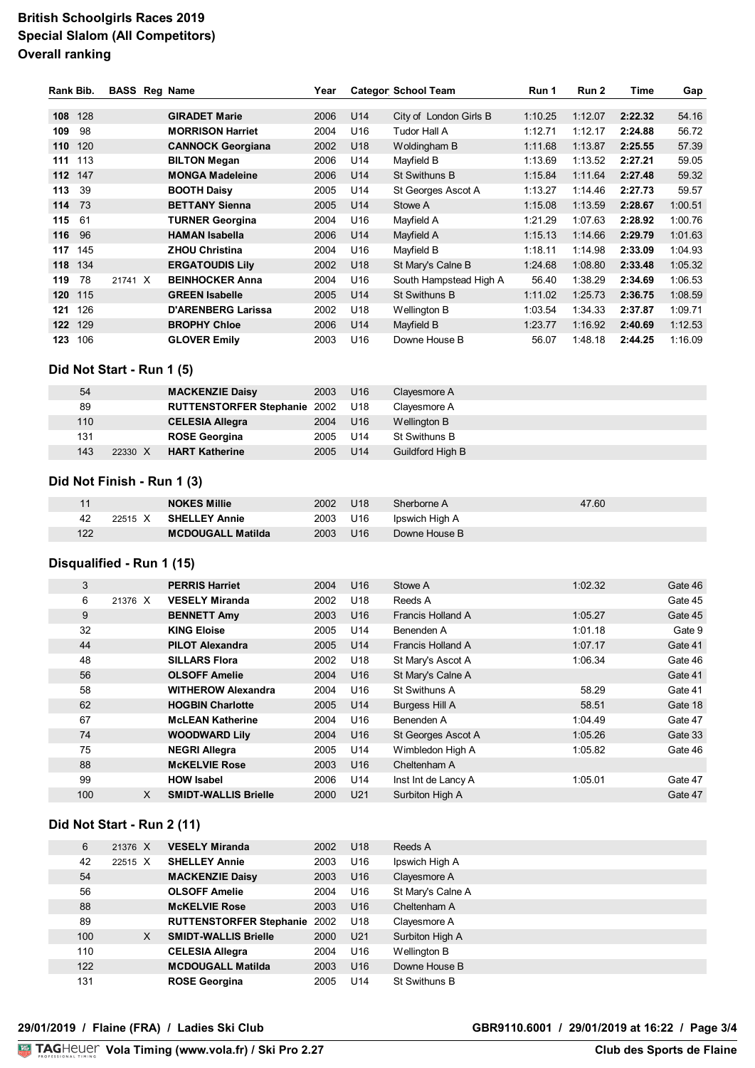# British Schoolgirls Races 2019
## Special Slalom (All Competitors)
## Overall ranking

| Rank | Bib. | BASS | Reg | Name | Year | Category | School Team | Run 1 | Run 2 | Time | Gap |
|---|---|---|---|---|---|---|---|---|---|---|---|
| **108** | 128 | | | **GIRADET Marie** | 2006 | U14 | City of London Girls B | 1:10.25 | 1:12.07 | **2:22.32** | 54.16 |
| **109** | 98 | | | **MORRISON Harriet** | 2004 | U16 | Tudor Hall A | 1:12.71 | 1:12.17 | **2:24.88** | 56.72 |
| **110** | 120 | | | **CANNOCK Georgiana** | 2002 | U18 | Woldingham B | 1:11.68 | 1:13.87 | **2:25.55** | 57.39 |
| **111** | 113 | | | **BILTON Megan** | 2006 | U14 | Mayfield B | 1:13.69 | 1:13.52 | **2:27.21** | 59.05 |
| **112** | 147 | | | **MONGA Madeleine** | 2006 | U14 | St Swithuns B | 1:15.84 | 1:11.64 | **2:27.48** | 59.32 |
| **113** | 39 | | | **BOOTH Daisy** | 2005 | U14 | St Georges Ascot A | 1:13.27 | 1:14.46 | **2:27.73** | 59.57 |
| **114** | 73 | | | **BETTANY Sienna** | 2005 | U14 | Stowe A | 1:15.08 | 1:13.59 | **2:28.67** | 1:00.51 |
| **115** | 61 | | | **TURNER Georgina** | 2004 | U16 | Mayfield A | 1:21.29 | 1:07.63 | **2:28.92** | 1:00.76 |
| **116** | 96 | | | **HAMAN Isabella** | 2006 | U14 | Mayfield A | 1:15.13 | 1:14.66 | **2:29.79** | 1:01.63 |
| **117** | 145 | | | **ZHOU Christina** | 2004 | U16 | Mayfield B | 1:18.11 | 1:14.98 | **2:33.09** | 1:04.93 |
| **118** | 134 | | | **ERGATOUDIS Lily** | 2002 | U18 | St Mary's Calne B | 1:24.68 | 1:08.80 | **2:33.48** | 1:05.32 |
| **119** | 78 | 21741 | X | **BEINHOCKER Anna** | 2004 | U16 | South Hampstead High A | 56.40 | 1:38.29 | **2:34.69** | 1:06.53 |
| **120** | 115 | | | **GREEN Isabelle** | 2005 | U14 | St Swithuns B | 1:11.02 | 1:25.73 | **2:36.75** | 1:08.59 |
| **121** | 126 | | | **D'ARENBERG Larissa** | 2002 | U18 | Wellington B | 1:03.54 | 1:34.33 | **2:37.87** | 1:09.71 |
| **122** | 129 | | | **BROPHY Chloe** | 2006 | U14 | Mayfield B | 1:23.77 | 1:16.92 | **2:40.69** | 1:12.53 |
| **123** | 106 | | | **GLOVER Emily** | 2003 | U16 | Downe House B | 56.07 | 1:48.18 | **2:44.25** | 1:16.09 |

### Did Not Start - Run 1 (5)

| Bib. | BASS | Reg | Name | Year | Category | School Team |
|---|---|---|---|---|---|---|
| 54 | | | **MACKENZIE Daisy** | 2003 | U16 | Clayesmore A |
| 89 | | | **RUTTENSTORFER Stephanie** | 2002 | U18 | Clayesmore A |
| 110 | | | **CELESIA Allegra** | 2004 | U16 | Wellington B |
| 131 | | | **ROSE Georgina** | 2005 | U14 | St Swithuns B |
| 143 | 22330 | X | **HART Katherine** | 2005 | U14 | Guildford High B |

### Did Not Finish - Run 1 (3)

| Bib. | BASS | Reg | Name | Year | Category | School Team | Run 1 | Run 2 |
|---|---|---|---|---|---|---|---|---|
| 11 | | | **NOKES Millie** | 2002 | U18 | Sherborne A | | 47.60 |
| 42 | 22515 | X | **SHELLEY Annie** | 2003 | U16 | Ipswich High A | | |
| 122 | | | **MCDOUGALL Matilda** | 2003 | U16 | Downe House B | | |

### Disqualified - Run 1 (15)

| Bib. | BASS | Reg | Name | Year | Category | School Team | Run 1 | Run 2 | Time | Gap |
|---|---|---|---|---|---|---|---|---|---|---|
| 3 | | | **PERRIS Harriet** | 2004 | U16 | Stowe A | | 1:02.32 | | Gate 46 |
| 6 | 21376 | X | **VESELY Miranda** | 2002 | U18 | Reeds A | | | | Gate 45 |
| 9 | | | **BENNETT Amy** | 2003 | U16 | Francis Holland A | | 1:05.27 | | Gate 45 |
| 32 | | | **KING Eloise** | 2005 | U14 | Benenden A | | 1:01.18 | | Gate 9 |
| 44 | | | **PILOT Alexandra** | 2005 | U14 | Francis Holland A | | 1:07.17 | | Gate 41 |
| 48 | | | **SILLARS Flora** | 2002 | U18 | St Mary's Ascot A | | 1:06.34 | | Gate 46 |
| 56 | | | **OLSOFF Amelie** | 2004 | U16 | St Mary's Calne A | | | | Gate 41 |
| 58 | | | **WITHEROW Alexandra** | 2004 | U16 | St Swithuns A | | 58.29 | | Gate 41 |
| 62 | | | **HOGBIN Charlotte** | 2005 | U14 | Burgess Hill A | | 58.51 | | Gate 18 |
| 67 | | | **McLEAN Katherine** | 2004 | U16 | Benenden A | | 1:04.49 | | Gate 47 |
| 74 | | | **WOODWARD Lily** | 2004 | U16 | St Georges Ascot A | | 1:05.26 | | Gate 33 |
| 75 | | | **NEGRI Allegra** | 2005 | U14 | Wimbledon High A | | 1:05.82 | | Gate 46 |
| 88 | | | **McKELVIE Rose** | 2003 | U16 | Cheltenham A | | | | |
| 99 | | | **HOW Isabel** | 2006 | U14 | Inst Int de Lancy A | | 1:05.01 | | Gate 47 |
| 100 | | X | **SMIDT-WALLIS Brielle** | 2000 | U21 | Surbiton High A | | | | Gate 47 |

### Did Not Start - Run 2 (11)

| Bib. | BASS | Reg | Name | Year | Category | School Team |
|---|---|---|---|---|---|---|
| 6 | 21376 | X | **VESELY Miranda** | 2002 | U18 | Reeds A |
| 42 | 22515 | X | **SHELLEY Annie** | 2003 | U16 | Ipswich High A |
| 54 | | | **MACKENZIE Daisy** | 2003 | U16 | Clayesmore A |
| 56 | | | **OLSOFF Amelie** | 2004 | U16 | St Mary's Calne A |
| 88 | | | **McKELVIE Rose** | 2003 | U16 | Cheltenham A |
| 89 | | | **RUTTENSTORFER Stephanie** | 2002 | U18 | Clayesmore A |
| 100 | | X | **SMIDT-WALLIS Brielle** | 2000 | U21 | Surbiton High A |
| 110 | | | **CELESIA Allegra** | 2004 | U16 | Wellington B |
| 122 | | | **MCDOUGALL Matilda** | 2003 | U16 | Downe House B |
| 131 | | | **ROSE Georgina** | 2005 | U14 | St Swithuns B |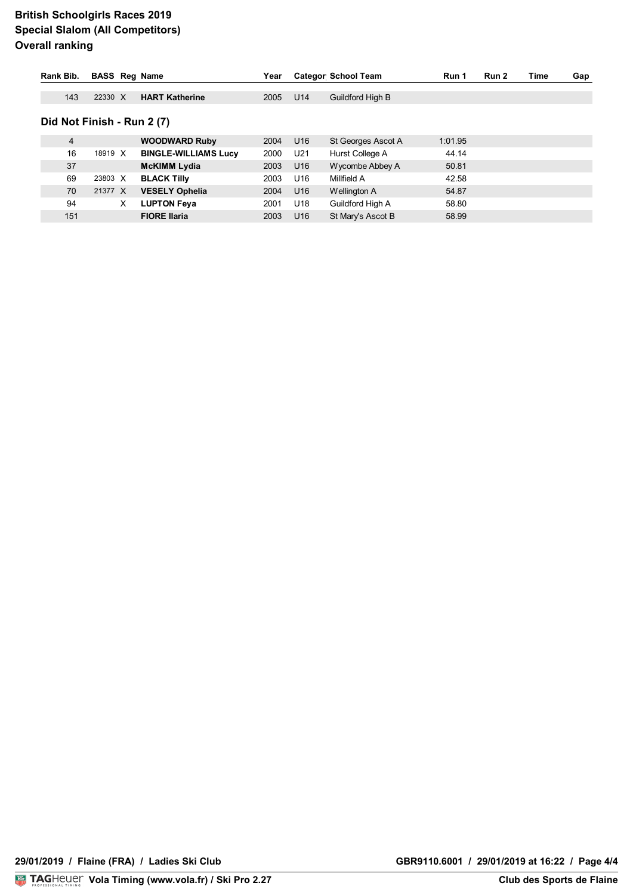**British Schoolgirls Races 2019**
**Special Slalom (All Competitors)**
**Overall ranking**

| Rank | Bib. | BASS | Reg | Name | Year | Category | School Team | Run 1 | Run 2 | Time | Gap |
|---|---|---|---|---|---|---|---|---|---|---|---|
| | 143 | 22330 | X | **HART Katherine** | 2005 | U14 | Guildford High B | | | | |

## Did Not Finish - Run 2 (7)

| Rank | Bib. | BASS | Reg | Name | Year | Category | School Team | Run 1 | Run 2 | Time | Gap |
|---|---|---|---|---|---|---|---|---|---|---|---|
| | 4 | | | **WOODWARD Ruby** | 2004 | U16 | St Georges Ascot A | 1:01.95 | | | |
| | 16 | 18919 | X | **BINGLE-WILLIAMS Lucy** | 2000 | U21 | Hurst College A | 44.14 | | | |
| | 37 | | | **McKIMM Lydia** | 2003 | U16 | Wycombe Abbey A | 50.81 | | | |
| | 69 | 23803 | X | **BLACK Tilly** | 2003 | U16 | Millfield A | 42.58 | | | |
| | 70 | 21377 | X | **VESELY Ophelia** | 2004 | U16 | Wellington A | 54.87 | | | |
| | 94 | | X | **LUPTON Feya** | 2001 | U18 | Guildford High A | 58.80 | | | |
| | 151 | | | **FIORE Ilaria** | 2003 | U16 | St Mary's Ascot B | 58.99 | | | |

29/01/2019 / Flaine (FRA) / Ladies Ski Club

GBR9110.6001 / 29/01/2019 at 16:22

Vola Timing (www.vola.fr) / Ski Pro 2.27

Club des Sports de Flaine